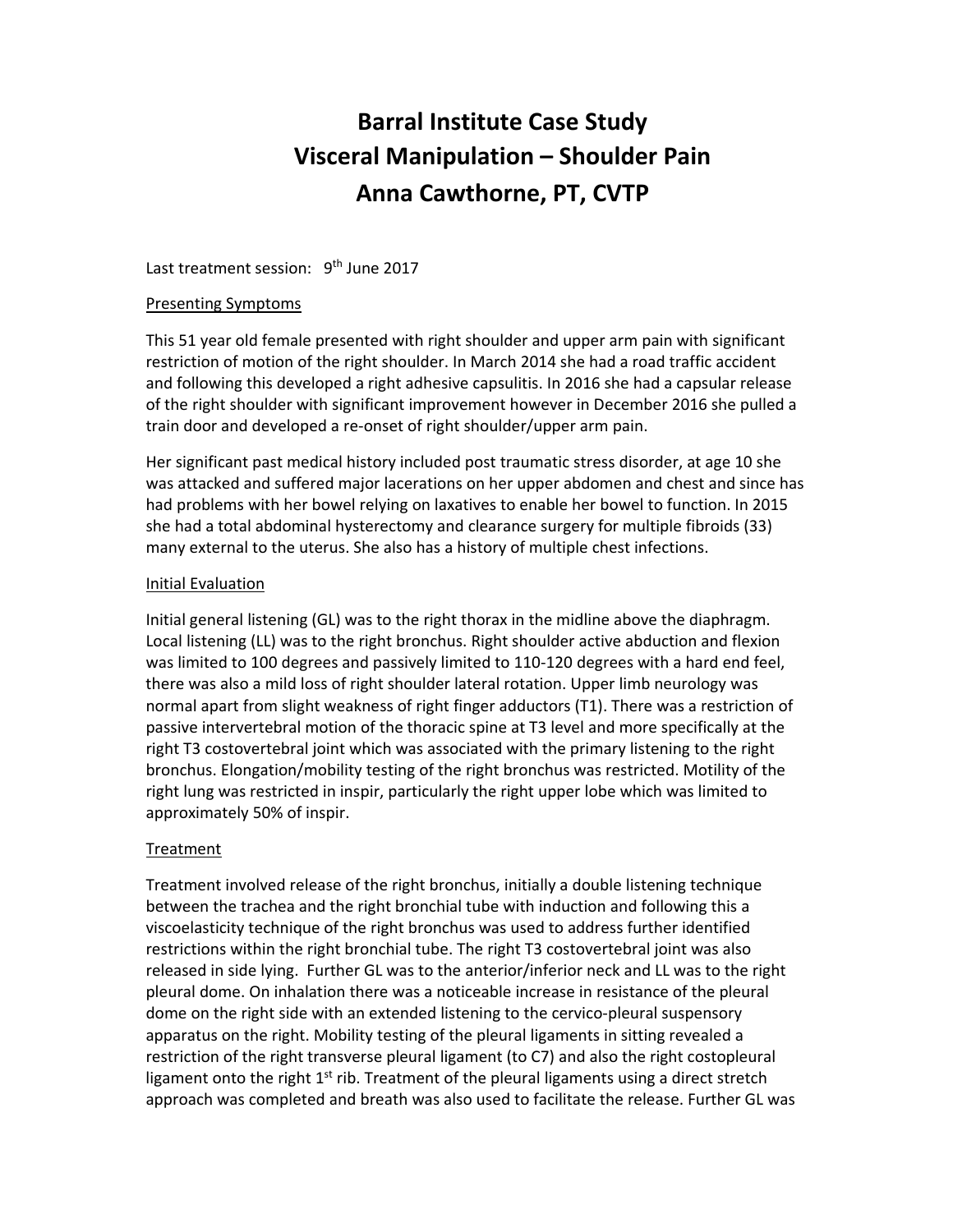# Barral Institute Case Study
# Visceral Manipulation – Shoulder Pain
# Anna Cawthorne, PT, CVTP

Last treatment session: 9th June 2017

## Presenting Symptoms

This 51 year old female presented with right shoulder and upper arm pain with significant restriction of motion of the right shoulder. In March 2014 she had a road traffic accident and following this developed a right adhesive capsulitis. In 2016 she had a capsular release of the right shoulder with significant improvement however in December 2016 she pulled a train door and developed a re-onset of right shoulder/upper arm pain.

Her significant past medical history included post traumatic stress disorder, at age 10 she was attacked and suffered major lacerations on her upper abdomen and chest and since has had problems with her bowel relying on laxatives to enable her bowel to function. In 2015 she had a total abdominal hysterectomy and clearance surgery for multiple fibroids (33) many external to the uterus. She also has a history of multiple chest infections.

## Initial Evaluation

Initial general listening (GL) was to the right thorax in the midline above the diaphragm. Local listening (LL) was to the right bronchus. Right shoulder active abduction and flexion was limited to 100 degrees and passively limited to 110-120 degrees with a hard end feel, there was also a mild loss of right shoulder lateral rotation. Upper limb neurology was normal apart from slight weakness of right finger adductors (T1). There was a restriction of passive intervertebral motion of the thoracic spine at T3 level and more specifically at the right T3 costovertebral joint which was associated with the primary listening to the right bronchus. Elongation/mobility testing of the right bronchus was restricted. Motility of the right lung was restricted in inspir, particularly the right upper lobe which was limited to approximately 50% of inspir.

## Treatment

Treatment involved release of the right bronchus, initially a double listening technique between the trachea and the right bronchial tube with induction and following this a viscoelasticity technique of the right bronchus was used to address further identified restrictions within the right bronchial tube. The right T3 costovertebral joint was also released in side lying. Further GL was to the anterior/inferior neck and LL was to the right pleural dome. On inhalation there was a noticeable increase in resistance of the pleural dome on the right side with an extended listening to the cervico-pleural suspensory apparatus on the right. Mobility testing of the pleural ligaments in sitting revealed a restriction of the right transverse pleural ligament (to C7) and also the right costopleural ligament onto the right 1st rib. Treatment of the pleural ligaments using a direct stretch approach was completed and breath was also used to facilitate the release. Further GL was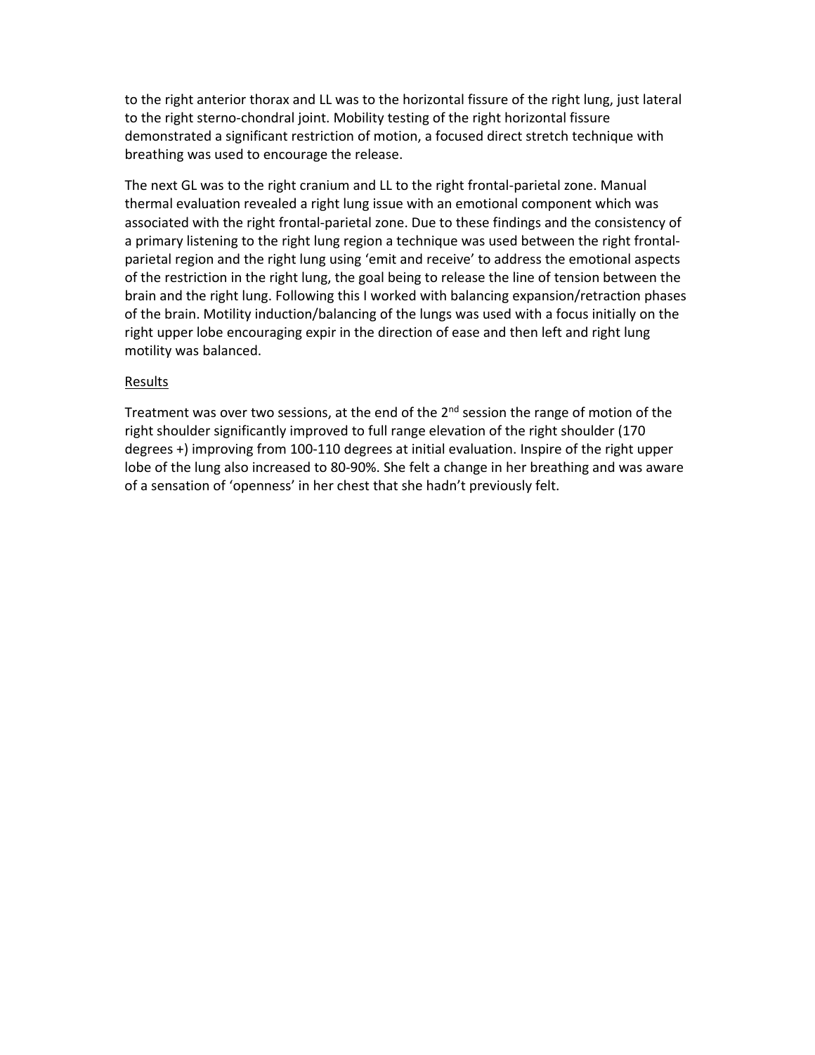to the right anterior thorax and LL was to the horizontal fissure of the right lung, just lateral to the right sterno-chondral joint. Mobility testing of the right horizontal fissure demonstrated a significant restriction of motion, a focused direct stretch technique with breathing was used to encourage the release.

The next GL was to the right cranium and LL to the right frontal-parietal zone. Manual thermal evaluation revealed a right lung issue with an emotional component which was associated with the right frontal-parietal zone. Due to these findings and the consistency of a primary listening to the right lung region a technique was used between the right frontal-parietal region and the right lung using 'emit and receive' to address the emotional aspects of the restriction in the right lung, the goal being to release the line of tension between the brain and the right lung. Following this I worked with balancing expansion/retraction phases of the brain. Motility induction/balancing of the lungs was used with a focus initially on the right upper lobe encouraging expir in the direction of ease and then left and right lung motility was balanced.

<u>Results</u>

Treatment was over two sessions, at the end of the 2nd session the range of motion of the right shoulder significantly improved to full range elevation of the right shoulder (170 degrees +) improving from 100-110 degrees at initial evaluation. Inspire of the right upper lobe of the lung also increased to 80-90%. She felt a change in her breathing and was aware of a sensation of 'openness' in her chest that she hadn't previously felt.